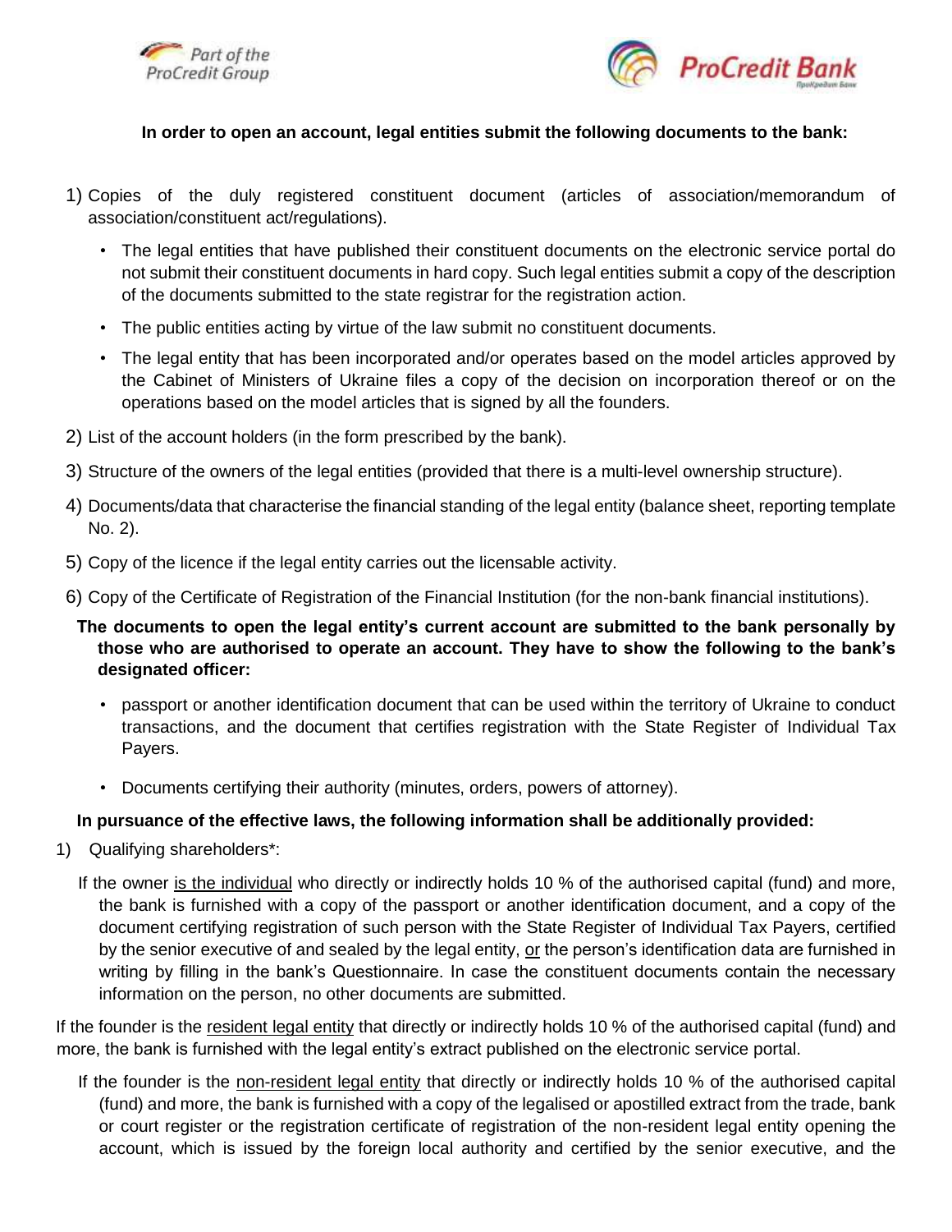**In order to open an account, legal entities submit the following documents to the bank:**

1) Copies of the duly registered constituent document (articles of association/memorandum of association/constituent act/regulations).
   - The legal entities that have published their constituent documents on the electronic service portal do not submit their constituent documents in hard copy. Such legal entities submit a copy of the description of the documents submitted to the state registrar for the registration action.
   - The public entities acting by virtue of the law submit no constituent documents.
   - The legal entity that has been incorporated and/or operates based on the model articles approved by the Cabinet of Ministers of Ukraine files a copy of the decision on incorporation thereof or on the operations based on the model articles that is signed by all the founders.
2) List of the account holders (in the form prescribed by the bank).
3) Structure of the owners of the legal entities (provided that there is a multi-level ownership structure).
4) Documents/data that characterise the financial standing of the legal entity (balance sheet, reporting template No. 2).
5) Copy of the licence if the legal entity carries out the licensable activity.
6) Copy of the Certificate of Registration of the Financial Institution (for the non-bank financial institutions).

**The documents to open the legal entity's current account are submitted to the bank personally by those who are authorised to operate an account. They have to show the following to the bank's designated officer:**

- passport or another identification document that can be used within the territory of Ukraine to conduct transactions, and the document that certifies registration with the State Register of Individual Tax Payers.
- Documents certifying their authority (minutes, orders, powers of attorney).

**In pursuance of the effective laws, the following information shall be additionally provided:**

1) Qualifying shareholders*:

If the owner <u>is the individual</u> who directly or indirectly holds 10 % of the authorised capital (fund) and more, the bank is furnished with a copy of the passport or another identification document, and a copy of the document certifying registration of such person with the State Register of Individual Tax Payers, certified by the senior executive of and sealed by the legal entity, <u>or</u> the person's identification data are furnished in writing by filling in the bank's Questionnaire. In case the constituent documents contain the necessary information on the person, no other documents are submitted.

If the founder is the <u>resident legal entity</u> that directly or indirectly holds 10 % of the authorised capital (fund) and more, the bank is furnished with the legal entity's extract published on the electronic service portal.

If the founder is the <u>non-resident legal entity</u> that directly or indirectly holds 10 % of the authorised capital (fund) and more, the bank is furnished with a copy of the legalised or apostilled extract from the trade, bank or court register or the registration certificate of registration of the non-resident legal entity opening the account, which is issued by the foreign local authority and certified by the senior executive, and the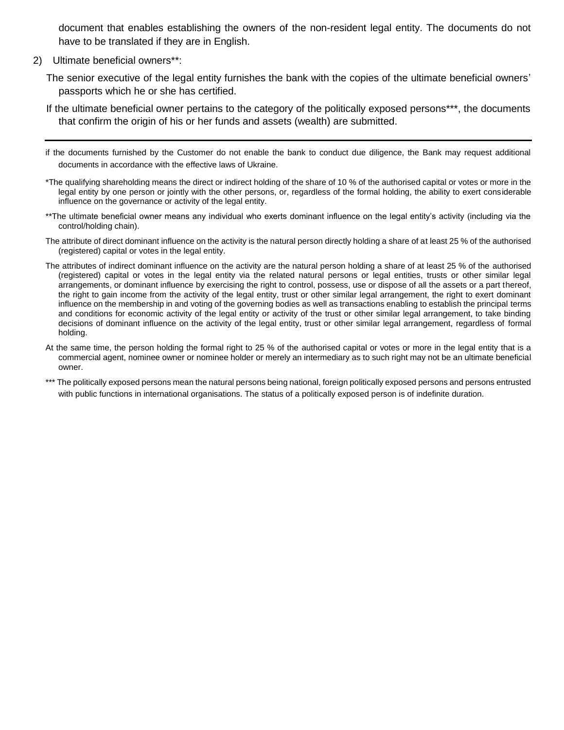document that enables establishing the owners of the non-resident legal entity. The documents do not have to be translated if they are in English.

2) Ultimate beneficial owners**:

The senior executive of the legal entity furnishes the bank with the copies of the ultimate beneficial owners' passports which he or she has certified.

If the ultimate beneficial owner pertains to the category of the politically exposed persons***, the documents that confirm the origin of his or her funds and assets (wealth) are submitted.

---

if the documents furnished by the Customer do not enable the bank to conduct due diligence, the Bank may request additional documents in accordance with the effective laws of Ukraine.

*The qualifying shareholding means the direct or indirect holding of the share of 10 % of the authorised capital or votes or more in the legal entity by one person or jointly with the other persons, or, regardless of the formal holding, the ability to exert considerable influence on the governance or activity of the legal entity.

**The ultimate beneficial owner means any individual who exerts dominant influence on the legal entity's activity (including via the control/holding chain).

The attribute of direct dominant influence on the activity is the natural person directly holding a share of at least 25 % of the authorised (registered) capital or votes in the legal entity.

The attributes of indirect dominant influence on the activity are the natural person holding a share of at least 25 % of the authorised (registered) capital or votes in the legal entity via the related natural persons or legal entities, trusts or other similar legal arrangements, or dominant influence by exercising the right to control, possess, use or dispose of all the assets or a part thereof, the right to gain income from the activity of the legal entity, trust or other similar legal arrangement, the right to exert dominant influence on the membership in and voting of the governing bodies as well as transactions enabling to establish the principal terms and conditions for economic activity of the legal entity or activity of the trust or other similar legal arrangement, to take binding decisions of dominant influence on the activity of the legal entity, trust or other similar legal arrangement, regardless of formal holding.

At the same time, the person holding the formal right to 25 % of the authorised capital or votes or more in the legal entity that is a commercial agent, nominee owner or nominee holder or merely an intermediary as to such right may not be an ultimate beneficial owner.

*** The politically exposed persons mean the natural persons being national, foreign politically exposed persons and persons entrusted with public functions in international organisations. The status of a politically exposed person is of indefinite duration.